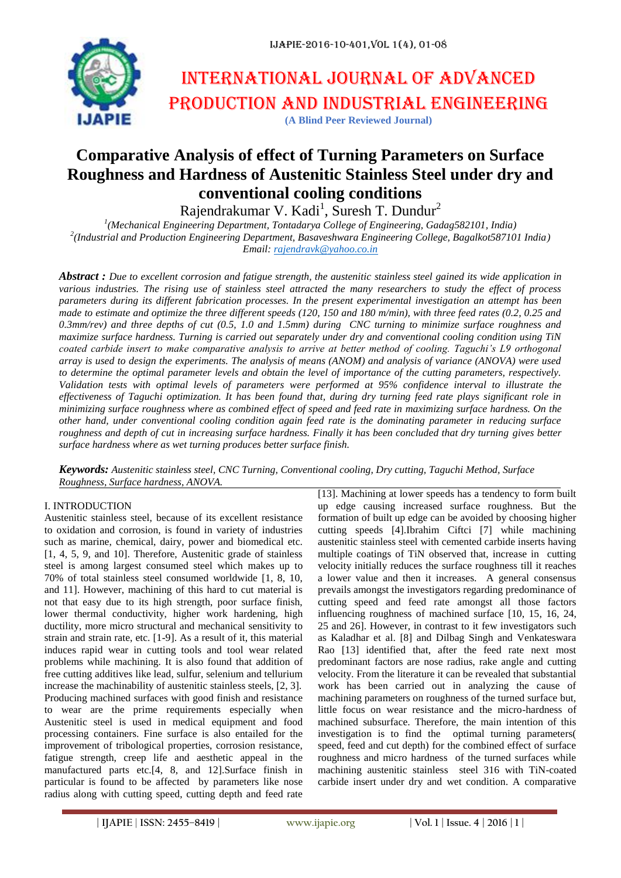# Comparative Analysis of effect of Turning Parameters on Surface Roughness and Hardness of Austenitic Stainless Steel under dry and conventional cooling conditions

Rajendrakumar V. Kadi[1], Suresh T. Dundur[2]

[1](Mechanical Engineering Department, Tontadarya College of Engineering, Gadag582101, India)
[2](Industrial and Production Engineering Department, Basaveshwara Engineering College, Bagalkot587101 India)
*Email: rajendravk@yahoo.co.in*

***Abstract :*** *Due to excellent corrosion and fatigue strength, the austenitic stainless steel gained its wide application in various industries. The rising use of stainless steel attracted the many researchers to study the effect of process parameters during its different fabrication processes. In the present experimental investigation an attempt has been made to estimate and optimize the three different speeds (120, 150 and 180 m/min), with three feed rates (0.2, 0.25 and 0.3mm/rev) and three depths of cut (0.5, 1.0 and 1.5mm) during CNC turning to minimize surface roughness and maximize surface hardness. Turning is carried out separately under dry and conventional cooling condition using TiN coated carbide insert to make comparative analysis to arrive at better method of cooling. Taguchi's L9 orthogonal array is used to design the experiments. The analysis of means (ANOM) and analysis of variance (ANOVA) were used to determine the optimal parameter levels and obtain the level of importance of the cutting parameters, respectively. Validation tests with optimal levels of parameters were performed at 95% confidence interval to illustrate the effectiveness of Taguchi optimization. It has been found that, during dry turning feed rate plays significant role in minimizing surface roughness where as combined effect of speed and feed rate in maximizing surface hardness. On the other hand, under conventional cooling condition again feed rate is the dominating parameter in reducing surface roughness and depth of cut in increasing surface hardness. Finally it has been concluded that dry turning gives better surface hardness where as wet turning produces better surface finish.*

***Keywords:*** *Austenitic stainless steel, CNC Turning, Conventional cooling, Dry cutting, Taguchi Method, Surface Roughness, Surface hardness, ANOVA.*

## I. INTRODUCTION

Austenitic stainless steel, because of its excellent resistance to oxidation and corrosion, is found in variety of industries such as marine, chemical, dairy, power and biomedical etc. [1, 4, 5, 9, and 10]. Therefore, Austenitic grade of stainless steel is among largest consumed steel which makes up to 70% of total stainless steel consumed worldwide [1, 8, 10, and 11]. However, machining of this hard to cut material is not that easy due to its high strength, poor surface finish, lower thermal conductivity, higher work hardening, high ductility, more micro structural and mechanical sensitivity to strain and strain rate, etc. [1-9]. As a result of it, this material induces rapid wear in cutting tools and tool wear related problems while machining. It is also found that addition of free cutting additives like lead, sulfur, selenium and tellurium increase the machinability of austenitic stainless steels, [2, 3]. Producing machined surfaces with good finish and resistance to wear are the prime requirements especially when Austenitic steel is used in medical equipment and food processing containers. Fine surface is also entailed for the improvement of tribological properties, corrosion resistance, fatigue strength, creep life and aesthetic appeal in the manufactured parts etc.[4, 8, and 12].Surface finish in particular is found to be affected by parameters like nose radius along with cutting speed, cutting depth and feed rate [13]. Machining at lower speeds has a tendency to form built up edge causing increased surface roughness. But the formation of built up edge can be avoided by choosing higher cutting speeds [4].Ibrahim Ciftci [7] while machining austenitic stainless steel with cemented carbide inserts having multiple coatings of TiN observed that, increase in cutting velocity initially reduces the surface roughness till it reaches a lower value and then it increases. A general consensus prevails amongst the investigators regarding predominance of cutting speed and feed rate amongst all those factors influencing roughness of machined surface [10, 15, 16, 24, 25 and 26]. However, in contrast to it few investigators such as Kaladhar et al. [8] and Dilbag Singh and Venkateswara Rao [13] identified that, after the feed rate next most predominant factors are nose radius, rake angle and cutting velocity. From the literature it can be revealed that substantial work has been carried out in analyzing the cause of machining parameters on roughness of the turned surface but, little focus on wear resistance and the micro-hardness of machined subsurface. Therefore, the main intention of this investigation is to find the optimal turning parameters( speed, feed and cut depth) for the combined effect of surface roughness and micro hardness of the turned surfaces while machining austenitic stainless steel 316 with TiN-coated carbide insert under dry and wet condition. A comparative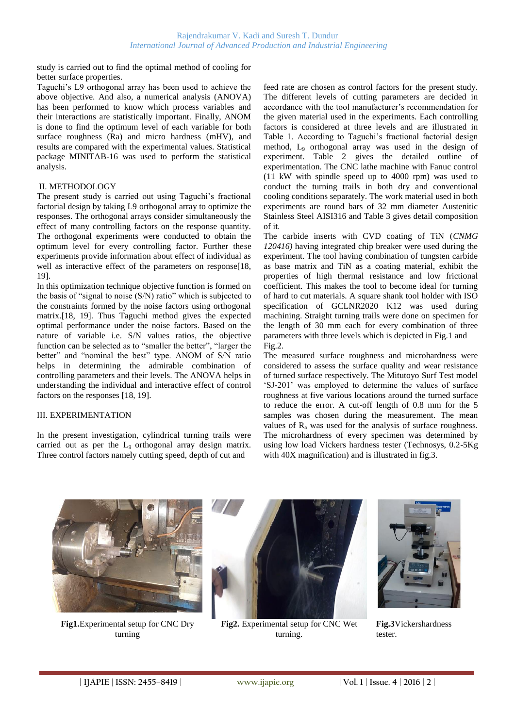study is carried out to find the optimal method of cooling for better surface properties.

Taguchi's L9 orthogonal array has been used to achieve the above objective. And also, a numerical analysis (ANOVA) has been performed to know which process variables and their interactions are statistically important. Finally, ANOM is done to find the optimum level of each variable for both surface roughness (Ra) and micro hardness (mHV), and results are compared with the experimental values. Statistical package MINITAB-16 was used to perform the statistical analysis.

## II. METHODOLOGY

The present study is carried out using Taguchi's fractional factorial design by taking L9 orthogonal array to optimize the responses. The orthogonal arrays consider simultaneously the effect of many controlling factors on the response quantity. The orthogonal experiments were conducted to obtain the optimum level for every controlling factor. Further these experiments provide information about effect of individual as well as interactive effect of the parameters on response[18, 19].

In this optimization technique objective function is formed on the basis of "signal to noise (S/N) ratio" which is subjected to the constraints formed by the noise factors using orthogonal matrix.[18, 19]. Thus Taguchi method gives the expected optimal performance under the noise factors. Based on the nature of variable i.e. S/N values ratios, the objective function can be selected as to "smaller the better", "larger the better" and "nominal the best" type. ANOM of S/N ratio helps in determining the admirable combination of controlling parameters and their levels. The ANOVA helps in understanding the individual and interactive effect of control factors on the responses [18, 19].

## III. EXPERIMENTATION

In the present investigation, cylindrical turning trails were carried out as per the $L_9$ orthogonal array design matrix. Three control factors namely cutting speed, depth of cut and feed rate are chosen as control factors for the present study. The different levels of cutting parameters are decided in accordance with the tool manufacturer's recommendation for the given material used in the experiments. Each controlling factors is considered at three levels and are illustrated in Table 1. According to Taguchi's fractional factorial design method, $L_9$ orthogonal array was used in the design of experiment. Table 2 gives the detailed outline of experimentation. The CNC lathe machine with Fanuc control (11 kW with spindle speed up to 4000 rpm) was used to conduct the turning trails in both dry and conventional cooling conditions separately. The work material used in both experiments are round bars of 32 mm diameter Austenitic Stainless Steel AISI316 and Table 3 gives detail composition of it.

The carbide inserts with CVD coating of TiN (*CNMG 120416)* having integrated chip breaker were used during the experiment. The tool having combination of tungsten carbide as base matrix and TiN as a coating material, exhibit the properties of high thermal resistance and low frictional coefficient. This makes the tool to become ideal for turning of hard to cut materials. A square shank tool holder with ISO specification of GCLNR2020 K12 was used during machining. Straight turning trails were done on specimen for the length of 30 mm each for every combination of three parameters with three levels which is depicted in Fig.1 and Fig.2.

The measured surface roughness and microhardness were considered to assess the surface quality and wear resistance of turned surface respectively. The Mitutoyo Surf Test model 'SJ-201' was employed to determine the values of surface roughness at five various locations around the turned surface to reduce the error. A cut-off length of 0.8 mm for the 5 samples was chosen during the measurement. The mean values of $R_a$ was used for the analysis of surface roughness. The microhardness of every specimen was determined by using low load Vickers hardness tester (Technosys, 0.2-5Kg with 40X magnification) and is illustrated in fig.3.

**Fig1.**Experimental setup for CNC Dry turning

**Fig2.** Experimental setup for CNC Wet turning.

**Fig.3**Vickershardness tester.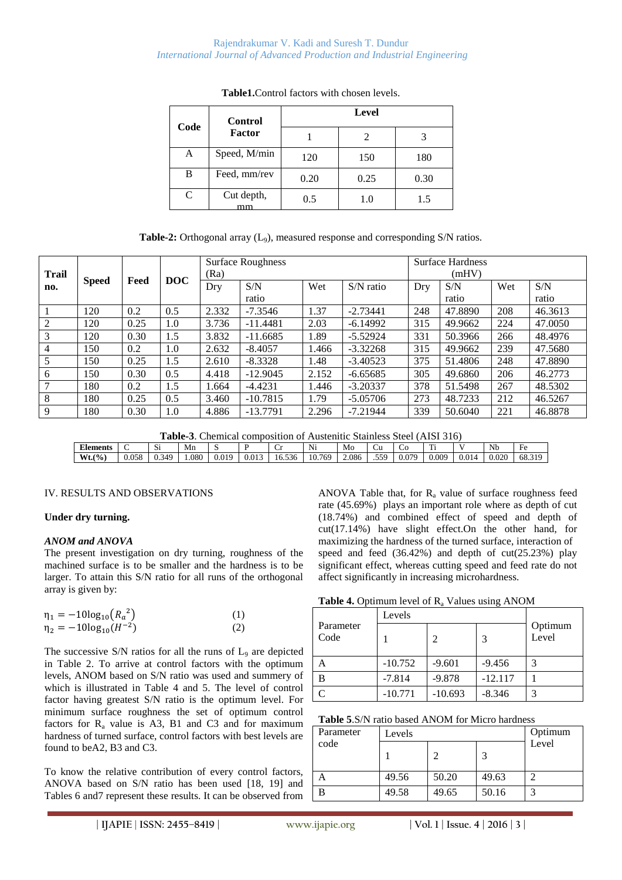**Table1.** Control factors with chosen levels.

| Code | Control Factor | Level | | |
|---|---|---|---|---|
| | | 1 | 2 | 3 |
| A | Speed, M/min | 120 | 150 | 180 |
| B | Feed, mm/rev | 0.20 | 0.25 | 0.30 |
| C | Cut depth, mm | 0.5 | 1.0 | 1.5 |

**Table-2:** Orthogonal array ($L_9$), measured response and corresponding S/N ratios.

| Trail no. | Speed | Feed | DOC | Surface Roughness (Ra) | | | | Surface Hardness (mHV) | | | |
|---|---|---|---|---|---|---|---|---|---|---|---|
| | | | | Dry | S/N ratio | Wet | S/N ratio | Dry | S/N ratio | Wet | S/N ratio |
| 1 | 120 | 0.2 | 0.5 | 2.332 | -7.3546 | 1.37 | -2.73441 | 248 | 47.8890 | 208 | 46.3613 |
| 2 | 120 | 0.25 | 1.0 | 3.736 | -11.4481 | 2.03 | -6.14992 | 315 | 49.9662 | 224 | 47.0050 |
| 3 | 120 | 0.30 | 1.5 | 3.832 | -11.6685 | 1.89 | -5.52924 | 331 | 50.3966 | 266 | 48.4976 |
| 4 | 150 | 0.2 | 1.0 | 2.632 | -8.4057 | 1.466 | -3.32268 | 315 | 49.9662 | 239 | 47.5680 |
| 5 | 150 | 0.25 | 1.5 | 2.610 | -8.3328 | 1.48 | -3.40523 | 375 | 51.4806 | 248 | 47.8890 |
| 6 | 150 | 0.30 | 0.5 | 4.418 | -12.9045 | 2.152 | -6.65685 | 305 | 49.6860 | 206 | 46.2773 |
| 7 | 180 | 0.2 | 1.5 | 1.664 | -4.4231 | 1.446 | -3.20337 | 378 | 51.5498 | 267 | 48.5302 |
| 8 | 180 | 0.25 | 0.5 | 3.460 | -10.7815 | 1.79 | -5.05706 | 273 | 48.7233 | 212 | 46.5267 |
| 9 | 180 | 0.30 | 1.0 | 4.886 | -13.7791 | 2.296 | -7.21944 | 339 | 50.6040 | 221 | 46.8878 |

**Table-3**. Chemical composition of Austenitic Stainless Steel (AISI 316)

| Elements | C | Si | Mn | S | P | Cr | Ni | Mo | Cu | Co | Ti | V | Nb | Fe |
|---|---|---|---|---|---|---|---|---|---|---|---|---|---|---|
| Wt.(%) | 0.058 | 0.349 | 1.080 | 0.019 | 0.013 | 16.536 | 10.769 | 2.086 | .559 | 0.079 | 0.009 | 0.014 | 0.020 | 68.319 |

## IV. RESULTS AND OBSERVATIONS

**Under dry turning.**

***ANOM and ANOVA***

The present investigation on dry turning, roughness of the machined surface is to be smaller and the hardness is to be larger. To attain this S/N ratio for all runs of the orthogonal array is given by:

$$\eta_1 = -10\log_{10}\left({R_a}^2\right) \qquad (1)$$

$$\eta_2 = -10\log_{10}\left(H^{-2}\right) \qquad (2)$$

The successive S/N ratios for all the runs of $L_9$ are depicted in Table 2. To arrive at control factors with the optimum levels, ANOM based on S/N ratio was used and summery of which is illustrated in Table 4 and 5. The level of control factor having greatest S/N ratio is the optimum level. For minimum surface roughness the set of optimum control factors for $R_a$ value is A3, B1 and C3 and for maximum hardness of turned surface, control factors with best levels are found to beA2, B3 and C3.

To know the relative contribution of every control factors, ANOVA based on S/N ratio has been used [18, 19] and Tables 6 and7 represent these results. It can be observed from ANOVA Table that, for $R_a$ value of surface roughness feed rate (45.69%) plays an important role where as depth of cut (18.74%) and combined effect of speed and depth of cut(17.14%) have slight effect.On the other hand, for maximizing the hardness of the turned surface, interaction of speed and feed (36.42%) and depth of cut(25.23%) play significant effect, whereas cutting speed and feed rate do not affect significantly in increasing microhardness.

**Table 4.** Optimum level of $R_a$ Values using ANOM

| Parameter Code | Levels | | | Optimum Level |
|---|---|---|---|---|
| | 1 | 2 | 3 | |
| A | -10.752 | -9.601 | -9.456 | 3 |
| B | -7.814 | -9.878 | -12.117 | 1 |
| C | -10.771 | -10.693 | -8.346 | 3 |

**Table 5**.S/N ratio based ANOM for Micro hardness

| Parameter code | Levels | | | Optimum Level |
|---|---|---|---|---|
| | 1 | 2 | 3 | |
| A | 49.56 | 50.20 | 49.63 | 2 |
| B | 49.58 | 49.65 | 50.16 | 3 |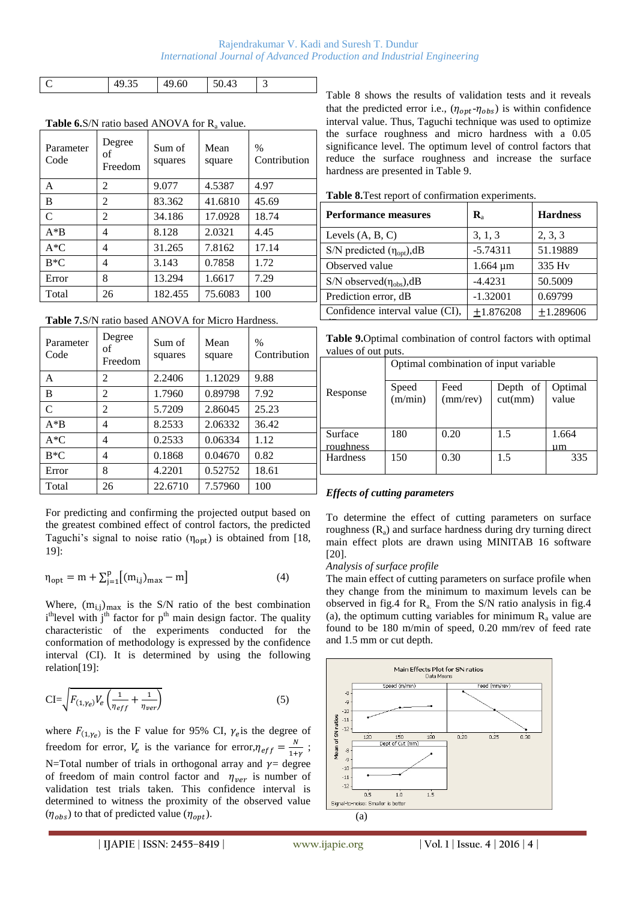| C | 49.35 | 49.60 | 50.43 | 3 |
|---|---|---|---|---|

**Table 6.** S/N ratio based ANOVA for $R_a$ value.

| Parameter Code | Degree of Freedom | Sum of squares | Mean square | % Contribution |
|---|---|---|---|---|
| A | 2 | 9.077 | 4.5387 | 4.97 |
| B | 2 | 83.362 | 41.6810 | 45.69 |
| C | 2 | 34.186 | 17.0928 | 18.74 |
| A*B | 4 | 8.128 | 2.0321 | 4.45 |
| A*C | 4 | 31.265 | 7.8162 | 17.14 |
| B*C | 4 | 3.143 | 0.7858 | 1.72 |
| Error | 8 | 13.294 | 1.6617 | 7.29 |
| Total | 26 | 182.455 | 75.6083 | 100 |

**Table 7.** S/N ratio based ANOVA for Micro Hardness.

| Parameter Code | Degree of Freedom | Sum of squares | Mean square | % Contribution |
|---|---|---|---|---|
| A | 2 | 2.2406 | 1.12029 | 9.88 |
| B | 2 | 1.7960 | 0.89798 | 7.92 |
| C | 2 | 5.7209 | 2.86045 | 25.23 |
| A*B | 4 | 8.2533 | 2.06332 | 36.42 |
| A*C | 4 | 0.2533 | 0.06334 | 1.12 |
| B*C | 4 | 0.1868 | 0.04670 | 0.82 |
| Error | 8 | 4.2201 | 0.52752 | 18.61 |
| Total | 26 | 22.6710 | 7.57960 | 100 |

For predicting and confirming the projected output based on the greatest combined effect of control factors, the predicted Taguchi's signal to noise ratio ($\eta_{opt}$) is obtained from [18, 19]:

$$\eta_{opt} = m + \sum_{j=1}^{p}\left[(m_{i,j})_{max} - m\right] \tag{4}$$

Where, $(m_{i,j})_{max}$ is the S/N ratio of the best combination $i^{th}$ level with $j^{th}$ factor for $p^{th}$ main design factor. The quality characteristic of the experiments conducted for the conformation of methodology is expressed by the confidence interval (CI). It is determined by using the following relation[19]:

$$CI = \sqrt{F_{(1,\gamma_e)} V_e \left(\frac{1}{\eta_{eff}} + \frac{1}{\eta_{ver}}\right)} \tag{5}$$

where $F_{(1,\gamma_e)}$ is the F value for 95% CI, $\gamma_e$ is the degree of freedom for error, $V_e$ is the variance for error, $\eta_{eff} = \frac{N}{1+\gamma}$ ; N=Total number of trials in orthogonal array and $\gamma$= degree of freedom of main control factor and $\eta_{ver}$ is number of validation test trials taken. This confidence interval is determined to witness the proximity of the observed value ($\eta_{obs}$) to that of predicted value ($\eta_{opt}$).

Table 8 shows the results of validation tests and it reveals that the predicted error i.e., ($\eta_{opt}$-$\eta_{obs}$) is within confidence interval value. Thus, Taguchi technique was used to optimize the surface roughness and micro hardness with a 0.05 significance level. The optimum level of control factors that reduce the surface roughness and increase the surface hardness are presented in Table 9.

**Table 8.** Test report of confirmation experiments.

| Performance measures | $R_a$ | Hardness |
|---|---|---|
| Levels (A, B, C) | 3, 1, 3 | 2, 3, 3 |
| S/N predicted ($\eta_{opt}$),dB | -5.74311 | 51.19889 |
| Observed value | 1.664 µm | 335 Hv |
| S/N observed($\eta_{obs}$),dB | -4.4231 | 50.5009 |
| Prediction error, dB | -1.32001 | 0.69799 |
| Confidence interval value (CI), | $\pm$1.876208 | $\pm$1.289606 |

**Table 9.** Optimal combination of control factors with optimal values of out puts.

| Response | Optimal combination of input variable | | | |
|---|---|---|---|---|
| | Speed (m/min) | Feed (mm/rev) | Depth of cut(mm) | Optimal value |
| Surface roughness | 180 | 0.20 | 1.5 | 1.664 µm |
| Hardness | 150 | 0.30 | 1.5 | 335 |

### *Effects of cutting parameters*

To determine the effect of cutting parameters on surface roughness ($R_a$) and surface hardness during dry turning direct main effect plots are drawn using MINITAB 16 software [20].

*Analysis of surface profile*

The main effect of cutting parameters on surface profile when they change from the minimum to maximum levels can be observed in fig.4 for $R_a$. From the S/N ratio analysis in fig.4 (a), the optimum cutting variables for minimum $R_a$ value are found to be 180 m/min of speed, 0.20 mm/rev of feed rate and 1.5 mm or cut depth.

(a)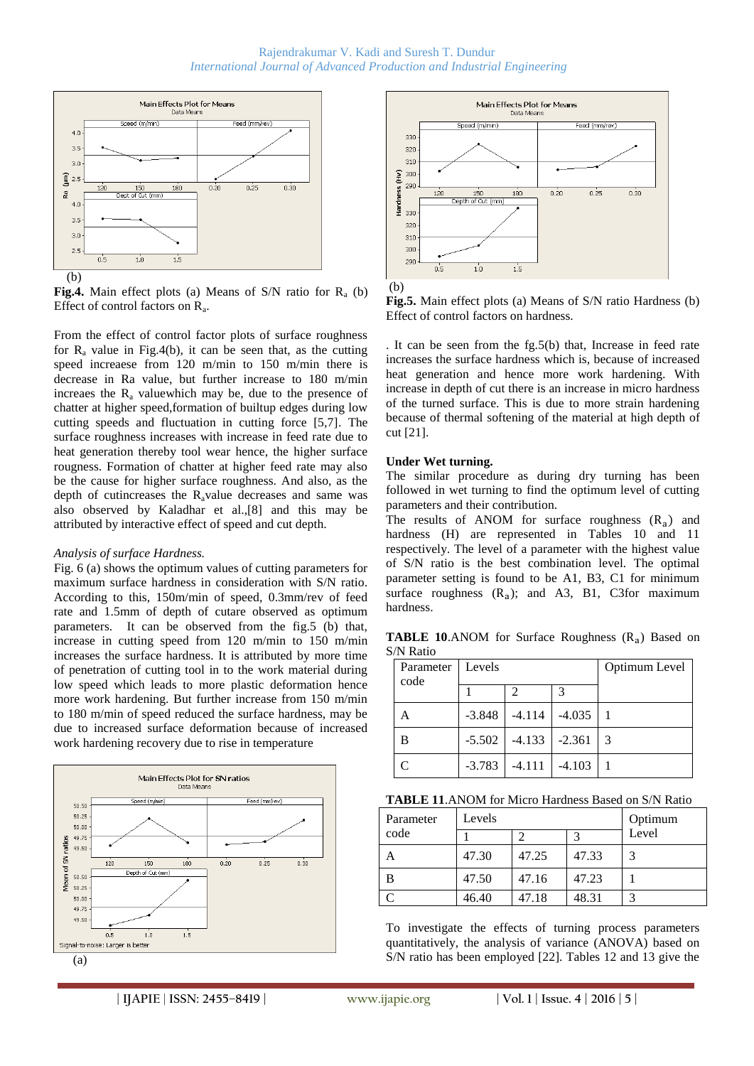(b)

**Fig.4.** Main effect plots (a) Means of S/N ratio for $R_a$ (b) Effect of control factors on $R_a$.

From the effect of control factor plots of surface roughness for $R_a$ value in Fig.4(b), it can be seen that, as the cutting speed increaese from 120 m/min to 150 m/min there is decrease in Ra value, but further increase to 180 m/min increaes the $R_a$ valuewhich may be, due to the presence of chatter at higher speed,formation of builtup edges during low cutting speeds and fluctuation in cutting force [5,7]. The surface roughness increases with increase in feed rate due to heat generation thereby tool wear hence, the higher surface rougness. Formation of chatter at higher feed rate may also be the cause for higher surface roughness. And also, as the depth of cutincreases the $R_a$value decreases and same was also observed by Kaladhar et al.,[8] and this may be attributed by interactive effect of speed and cut depth.

*Analysis of surface Hardness.*

Fig. 6 (a) shows the optimum values of cutting parameters for maximum surface hardness in consideration with S/N ratio. According to this, 150m/min of speed, 0.3mm/rev of feed rate and 1.5mm of depth of cutare observed as optimum parameters. It can be observed from the fig.5 (b) that, increase in cutting speed from 120 m/min to 150 m/min increases the surface hardness. It is attributed by more time of penetration of cutting tool in to the work material during low speed which leads to more plastic deformation hence more work hardening. But further increase from 150 m/min to 180 m/min of speed reduced the surface hardness, may be due to increased surface deformation because of increased work hardening recovery due to rise in temperature

(a)

(b)

**Fig.5.** Main effect plots (a) Means of S/N ratio Hardness (b) Effect of control factors on hardness.

. It can be seen from the fg.5(b) that, Increase in feed rate increases the surface hardness which is, because of increased heat generation and hence more work hardening. With increase in depth of cut there is an increase in micro hardness of the turned surface. This is due to more strain hardening because of thermal softening of the material at high depth of cut [21].

**Under Wet turning.**

The similar procedure as during dry turning has been followed in wet turning to find the optimum level of cutting parameters and their contribution.

The results of ANOM for surface roughness ($R_a$) and hardness (H) are represented in Tables 10 and 11 respectively. The level of a parameter with the highest value of S/N ratio is the best combination level. The optimal parameter setting is found to be A1, B3, C1 for minimum surface roughness ($R_a$); and A3, B1, C3for maximum hardness.

**TABLE 10**.ANOM for Surface Roughness ($R_a$) Based on S/N Ratio

| Parameter code | Levels | | | Optimum Level |
|---|---|---|---|---|
| | 1 | 2 | 3 | |
| A | -3.848 | -4.114 | -4.035 | 1 |
| B | -5.502 | -4.133 | -2.361 | 3 |
| C | -3.783 | -4.111 | -4.103 | 1 |

**TABLE 11**.ANOM for Micro Hardness Based on S/N Ratio

| Parameter code | Levels | | | Optimum Level |
|---|---|---|---|---|
| | 1 | 2 | 3 | |
| A | 47.30 | 47.25 | 47.33 | 3 |
| B | 47.50 | 47.16 | 47.23 | 1 |
| C | 46.40 | 47.18 | 48.31 | 3 |

To investigate the effects of turning process parameters quantitatively, the analysis of variance (ANOVA) based on S/N ratio has been employed [22]. Tables 12 and 13 give the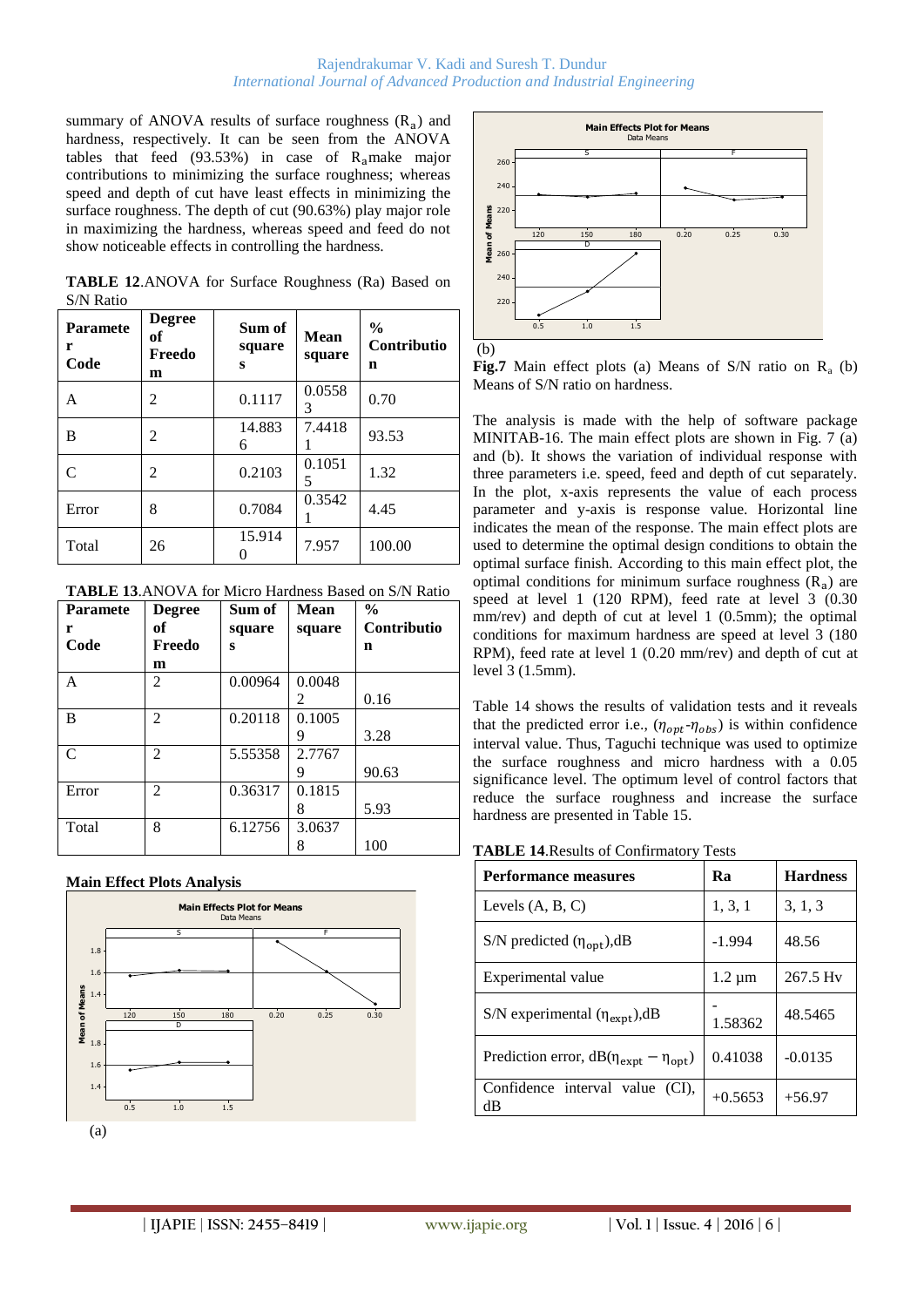summary of ANOVA results of surface roughness ($R_a$) and hardness, respectively. It can be seen from the ANOVA tables that feed (93.53%) in case of $R_a$ make major contributions to minimizing the surface roughness; whereas speed and depth of cut have least effects in minimizing the surface roughness. The depth of cut (90.63%) play major role in maximizing the hardness, whereas speed and feed do not show noticeable effects in controlling the hardness.

**TABLE 12**.ANOVA for Surface Roughness (Ra) Based on S/N Ratio

| Parameter Code | Degree of Freedom | Sum of squares | Mean square | % Contribution |
|---|---|---|---|---|
| A | 2 | 0.1117 | 0.05583 | 0.70 |
| B | 2 | 14.8836 | 7.44181 | 93.53 |
| C | 2 | 0.2103 | 0.10515 | 1.32 |
| Error | 8 | 0.7084 | 0.35421 | 4.45 |
| Total | 26 | 15.9140 | 7.957 | 100.00 |

**TABLE 13**.ANOVA for Micro Hardness Based on S/N Ratio

| Parameter Code | Degree of Freedom | Sum of squares | Mean square | % Contribution |
|---|---|---|---|---|
| A | 2 | 0.00964 | 0.00482 | 0.16 |
| B | 2 | 0.20118 | 0.10059 | 3.28 |
| C | 2 | 5.55358 | 2.77679 | 90.63 |
| Error | 2 | 0.36317 | 0.18158 | 5.93 |
| Total | 8 | 6.12756 | 3.06378 | 100 |

**Main Effect Plots Analysis**

(a)

(b)

**Fig.7** Main effect plots (a) Means of S/N ratio on $R_a$ (b) Means of S/N ratio on hardness.

The analysis is made with the help of software package MINITAB-16. The main effect plots are shown in Fig. 7 (a) and (b). It shows the variation of individual response with three parameters i.e. speed, feed and depth of cut separately. In the plot, x-axis represents the value of each process parameter and y-axis is response value. Horizontal line indicates the mean of the response. The main effect plots are used to determine the optimal design conditions to obtain the optimal surface finish. According to this main effect plot, the optimal conditions for minimum surface roughness ($R_a$) are speed at level 1 (120 RPM), feed rate at level 3 (0.30 mm/rev) and depth of cut at level 1 (0.5mm); the optimal conditions for maximum hardness are speed at level 3 (180 RPM), feed rate at level 1 (0.20 mm/rev) and depth of cut at level 3 (1.5mm).

Table 14 shows the results of validation tests and it reveals that the predicted error i.e., ($\eta_{opt}$-$\eta_{obs}$) is within confidence interval value. Thus, Taguchi technique was used to optimize the surface roughness and micro hardness with a 0.05 significance level. The optimum level of control factors that reduce the surface roughness and increase the surface hardness are presented in Table 15.

**TABLE 14**.Results of Confirmatory Tests

| Performance measures | Ra | Hardness |
|---|---|---|
| Levels (A, B, C) | 1, 3, 1 | 3, 1, 3 |
| S/N predicted ($\eta_{opt}$),dB | -1.994 | 48.56 |
| Experimental value | 1.2 µm | 267.5 Hv |
| S/N experimental ($\eta_{expt}$),dB | -1.58362 | 48.5465 |
| Prediction error, dB($\eta_{expt} - \eta_{opt}$) | 0.41038 | -0.0135 |
| Confidence interval value (CI), dB | +0.5653 | +56.97 |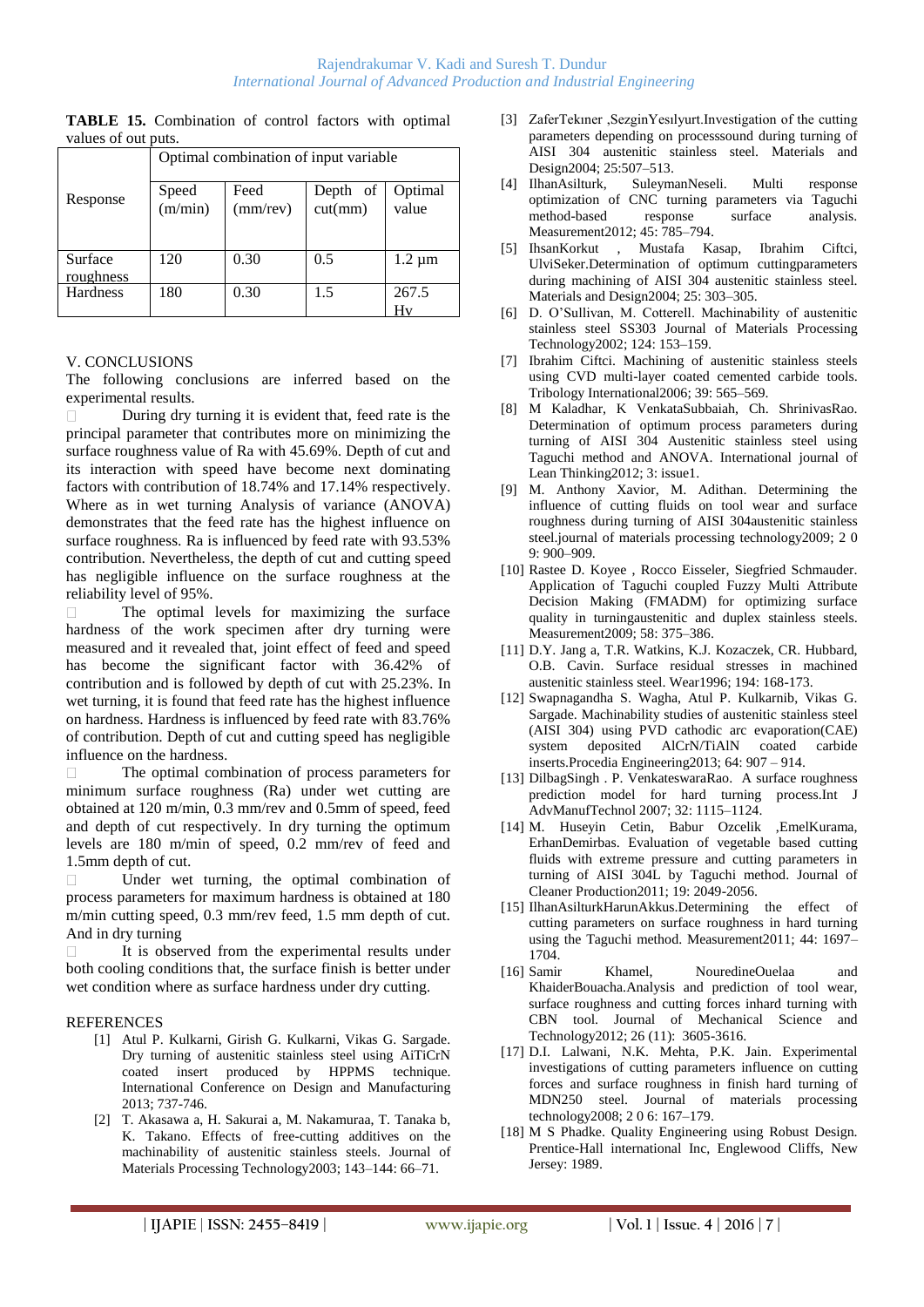**TABLE 15.** Combination of control factors with optimal values of out puts.

| Response | Optimal combination of input variable | | | |
|---|---|---|---|---|
| | Speed (m/min) | Feed (mm/rev) | Depth of cut(mm) | Optimal value |
| Surface roughness | 120 | 0.30 | 0.5 | 1.2 µm |
| Hardness | 180 | 0.30 | 1.5 | 267.5 Hv |

## V. CONCLUSIONS

The following conclusions are inferred based on the experimental results.

- During dry turning it is evident that, feed rate is the principal parameter that contributes more on minimizing the surface roughness value of Ra with 45.69%. Depth of cut and its interaction with speed have become next dominating factors with contribution of 18.74% and 17.14% respectively. Where as in wet turning Analysis of variance (ANOVA) demonstrates that the feed rate has the highest influence on surface roughness. Ra is influenced by feed rate with 93.53% contribution. Nevertheless, the depth of cut and cutting speed has negligible influence on the surface roughness at the reliability level of 95%.
- The optimal levels for maximizing the surface hardness of the work specimen after dry turning were measured and it revealed that, joint effect of feed and speed has become the significant factor with 36.42% of contribution and is followed by depth of cut with 25.23%. In wet turning, it is found that feed rate has the highest influence on hardness. Hardness is influenced by feed rate with 83.76% of contribution. Depth of cut and cutting speed has negligible influence on the hardness.
- The optimal combination of process parameters for minimum surface roughness (Ra) under wet cutting are obtained at 120 m/min, 0.3 mm/rev and 0.5mm of speed, feed and depth of cut respectively. In dry turning the optimum levels are 180 m/min of speed, 0.2 mm/rev of feed and 1.5mm depth of cut.
- Under wet turning, the optimal combination of process parameters for maximum hardness is obtained at 180 m/min cutting speed, 0.3 mm/rev feed, 1.5 mm depth of cut. And in dry turning
- It is observed from the experimental results under both cooling conditions that, the surface finish is better under wet condition where as surface hardness under dry cutting.

## REFERENCES

[1] Atul P. Kulkarni, Girish G. Kulkarni, Vikas G. Sargade. Dry turning of austenitic stainless steel using AiTiCrN coated insert produced by HPPMS technique. International Conference on Design and Manufacturing 2013; 737-746.

[2] T. Akasawa a, H. Sakurai a, M. Nakamuraa, T. Tanaka b, K. Takano. Effects of free-cutting additives on the machinability of austenitic stainless steels. Journal of Materials Processing Technology2003; 143–144: 66–71.

[3] ZaferTekıner ,SezginYesılyurt.Investigation of the cutting parameters depending on processsound during turning of AISI 304 austenitic stainless steel. Materials and Design2004; 25:507–513.

[4] IlhanAsilturk, SuleymanNeseli. Multi response optimization of CNC turning parameters via Taguchi method-based response surface analysis. Measurement2012; 45: 785–794.

[5] IhsanKorkut , Mustafa Kasap, Ibrahim Ciftci, UlviSeker.Determination of optimum cuttingparameters during machining of AISI 304 austenitic stainless steel. Materials and Design2004; 25: 303–305.

[6] D. O'Sullivan, M. Cotterell. Machinability of austenitic stainless steel SS303 Journal of Materials Processing Technology2002; 124: 153–159.

[7] Ibrahim Ciftci. Machining of austenitic stainless steels using CVD multi-layer coated cemented carbide tools. Tribology International2006; 39: 565–569.

[8] M Kaladhar, K VenkataSubbaiah, Ch. ShrinivasRao. Determination of optimum process parameters during turning of AISI 304 Austenitic stainless steel using Taguchi method and ANOVA. International journal of Lean Thinking2012; 3: issue1.

[9] M. Anthony Xavior, M. Adithan. Determining the influence of cutting fluids on tool wear and surface roughness during turning of AISI 304austenitic stainless steel.journal of materials processing technology2009; 2 0 9: 900–909.

[10] Rastee D. Koyee , Rocco Eisseler, Siegfried Schmauder. Application of Taguchi coupled Fuzzy Multi Attribute Decision Making (FMADM) for optimizing surface quality in turningaustenitic and duplex stainless steels. Measurement2009; 58: 375–386.

[11] D.Y. Jang a, T.R. Watkins, K.J. Kozaczek, CR. Hubbard, O.B. Cavin. Surface residual stresses in machined austenitic stainless steel. Wear1996; 194: 168-173.

[12] Swapnagandha S. Wagha, Atul P. Kulkarnib, Vikas G. Sargade. Machinability studies of austenitic stainless steel (AISI 304) using PVD cathodic arc evaporation(CAE) system deposited AlCrN/TiAlN coated carbide inserts.Procedia Engineering2013; 64: 907 – 914.

[13] DilbagSingh . P. VenkateswaraRao. A surface roughness prediction model for hard turning process.Int J AdvManufTechnol 2007; 32: 1115–1124.

[14] M. Huseyin Cetin, Babur Ozcelik ,EmelKurama, ErhanDemirbas. Evaluation of vegetable based cutting fluids with extreme pressure and cutting parameters in turning of AISI 304L by Taguchi method. Journal of Cleaner Production2011; 19: 2049-2056.

[15] IlhanAsilturkHarunAkkus.Determining the effect of cutting parameters on surface roughness in hard turning using the Taguchi method. Measurement2011; 44: 1697–1704.

[16] Samir Khamel, NouredineOuelaa and KhaiderBouacha.Analysis and prediction of tool wear, surface roughness and cutting forces inhard turning with CBN tool. Journal of Mechanical Science and Technology2012; 26 (11): 3605-3616.

[17] D.I. Lalwani, N.K. Mehta, P.K. Jain. Experimental investigations of cutting parameters influence on cutting forces and surface roughness in finish hard turning of MDN250 steel. Journal of materials processing technology2008; 2 0 6: 167–179.

[18] M S Phadke. Quality Engineering using Robust Design. Prentice-Hall international Inc, Englewood Cliffs, New Jersey: 1989.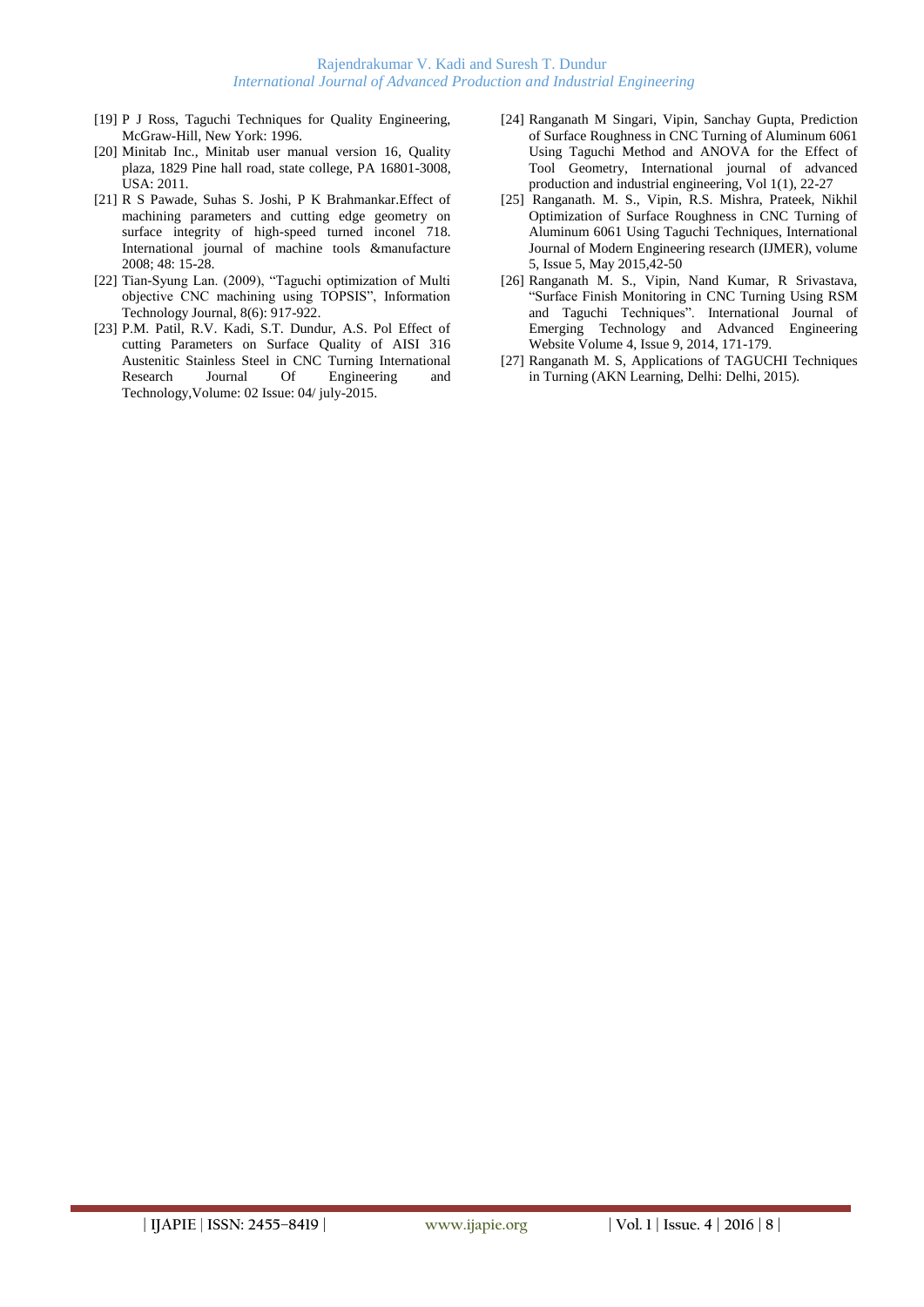[19] P J Ross, Taguchi Techniques for Quality Engineering, McGraw-Hill, New York: 1996.

[20] Minitab Inc., Minitab user manual version 16, Quality plaza, 1829 Pine hall road, state college, PA 16801-3008, USA: 2011.

[21] R S Pawade, Suhas S. Joshi, P K Brahmankar.Effect of machining parameters and cutting edge geometry on surface integrity of high-speed turned inconel 718. International journal of machine tools &manufacture 2008; 48: 15-28.

[22] Tian-Syung Lan. (2009), "Taguchi optimization of Multi objective CNC machining using TOPSIS", Information Technology Journal, 8(6): 917-922.

[23] P.M. Patil, R.V. Kadi, S.T. Dundur, A.S. Pol Effect of cutting Parameters on Surface Quality of AISI 316 Austenitic Stainless Steel in CNC Turning International Research Journal Of Engineering and Technology,Volume: 02 Issue: 04/ july-2015.

[24] Ranganath M Singari, Vipin, Sanchay Gupta, Prediction of Surface Roughness in CNC Turning of Aluminum 6061 Using Taguchi Method and ANOVA for the Effect of Tool Geometry, International journal of advanced production and industrial engineering, Vol 1(1), 22-27

[25] Ranganath. M. S., Vipin, R.S. Mishra, Prateek, Nikhil Optimization of Surface Roughness in CNC Turning of Aluminum 6061 Using Taguchi Techniques, International Journal of Modern Engineering research (IJMER), volume 5, Issue 5, May 2015,42-50

[26] Ranganath M. S., Vipin, Nand Kumar, R Srivastava, "Surface Finish Monitoring in CNC Turning Using RSM and Taguchi Techniques". International Journal of Emerging Technology and Advanced Engineering Website Volume 4, Issue 9, 2014, 171-179.

[27] Ranganath M. S, Applications of TAGUCHI Techniques in Turning (AKN Learning, Delhi: Delhi, 2015).